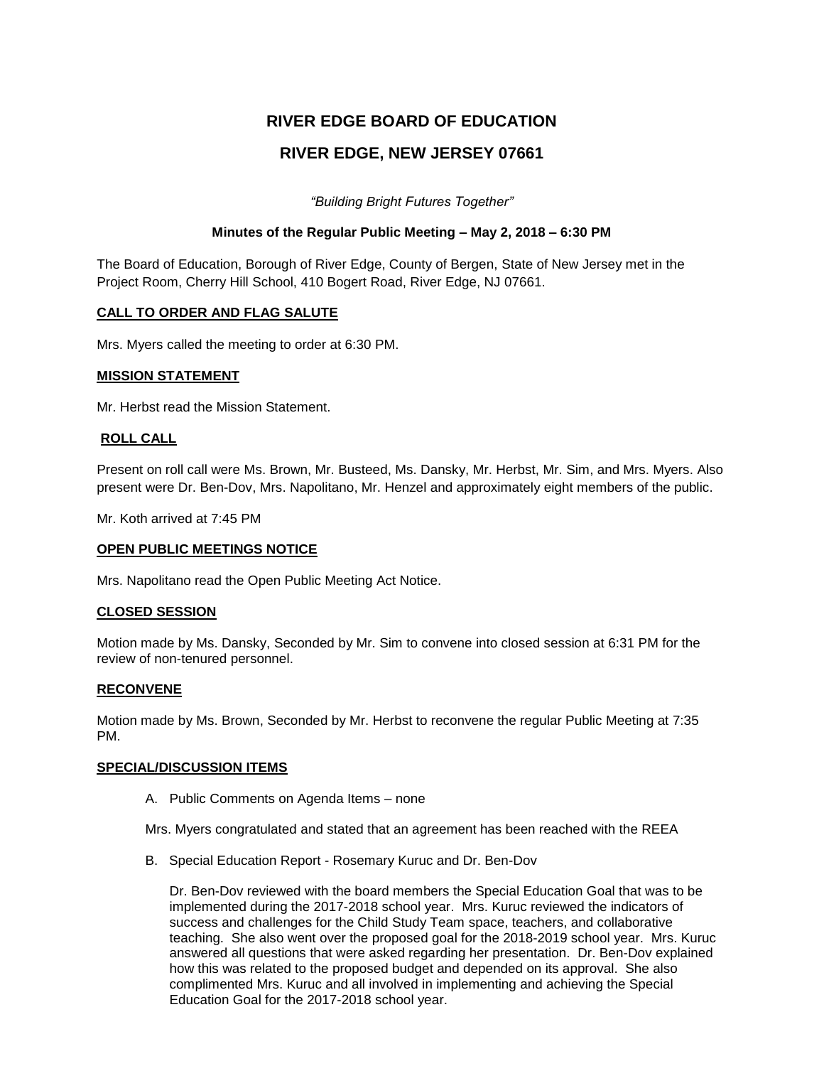# RIVER EDGE BOARD OF EDUCATION

## RIVER EDGE, NEW JERSEY 07661

*"Building Bright Futures Together"*

**Minutes of the Regular Public Meeting – May 2, 2018 – 6:30 PM**

The Board of Education, Borough of River Edge, County of Bergen, State of New Jersey met in the Project Room, Cherry Hill School, 410 Bogert Road, River Edge, NJ 07661.

### CALL TO ORDER AND FLAG SALUTE

Mrs. Myers called the meeting to order at 6:30 PM.

### MISSION STATEMENT

Mr. Herbst read the Mission Statement.

### ROLL CALL

Present on roll call were Ms. Brown, Mr. Busteed, Ms. Dansky, Mr. Herbst, Mr. Sim, and Mrs. Myers. Also present were Dr. Ben-Dov, Mrs. Napolitano, Mr. Henzel and approximately eight members of the public.

Mr. Koth arrived at 7:45 PM

### OPEN PUBLIC MEETINGS NOTICE

Mrs. Napolitano read the Open Public Meeting Act Notice.

### CLOSED SESSION

Motion made by Ms. Dansky, Seconded by Mr. Sim to convene into closed session at 6:31 PM for the review of non-tenured personnel.

### RECONVENE

Motion made by Ms. Brown, Seconded by Mr. Herbst to reconvene the regular Public Meeting at 7:35 PM.

### SPECIAL/DISCUSSION ITEMS

A. Public Comments on Agenda Items – none

Mrs. Myers congratulated and stated that an agreement has been reached with the REEA

B. Special Education Report - Rosemary Kuruc and Dr. Ben-Dov

Dr. Ben-Dov reviewed with the board members the Special Education Goal that was to be implemented during the 2017-2018 school year. Mrs. Kuruc reviewed the indicators of success and challenges for the Child Study Team space, teachers, and collaborative teaching. She also went over the proposed goal for the 2018-2019 school year. Mrs. Kuruc answered all questions that were asked regarding her presentation. Dr. Ben-Dov explained how this was related to the proposed budget and depended on its approval. She also complimented Mrs. Kuruc and all involved in implementing and achieving the Special Education Goal for the 2017-2018 school year.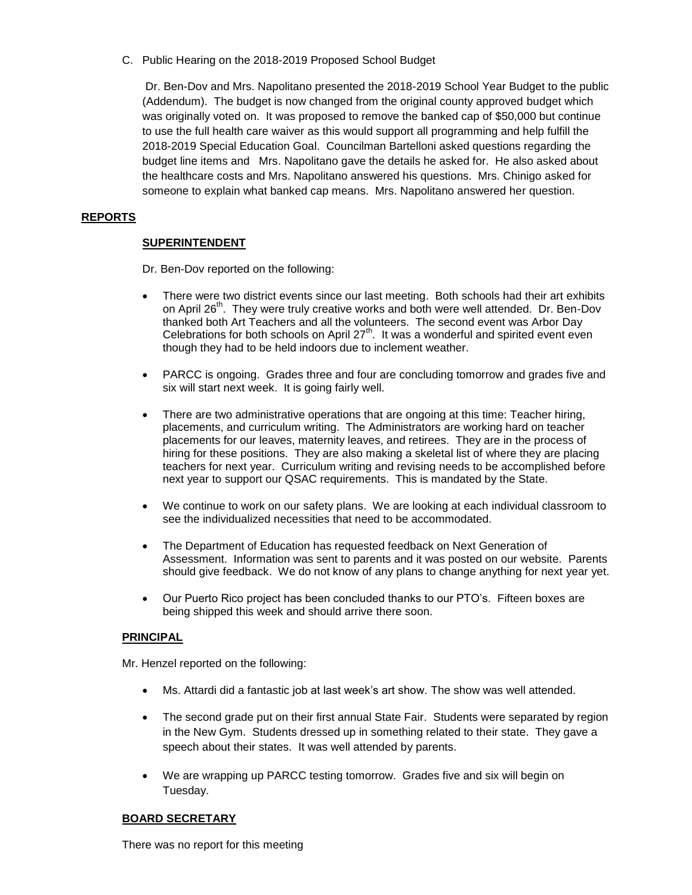C. Public Hearing on the 2018-2019 Proposed School Budget

Dr. Ben-Dov and Mrs. Napolitano presented the 2018-2019 School Year Budget to the public (Addendum). The budget is now changed from the original county approved budget which was originally voted on. It was proposed to remove the banked cap of $50,000 but continue to use the full health care waiver as this would support all programming and help fulfill the 2018-2019 Special Education Goal. Councilman Bartelloni asked questions regarding the budget line items and Mrs. Napolitano gave the details he asked for. He also asked about the healthcare costs and Mrs. Napolitano answered his questions. Mrs. Chinigo asked for someone to explain what banked cap means. Mrs. Napolitano answered her question.

## REPORTS

### SUPERINTENDENT

Dr. Ben-Dov reported on the following:

- There were two district events since our last meeting. Both schools had their art exhibits on April 26th. They were truly creative works and both were well attended. Dr. Ben-Dov thanked both Art Teachers and all the volunteers. The second event was Arbor Day Celebrations for both schools on April 27th. It was a wonderful and spirited event even though they had to be held indoors due to inclement weather.
- PARCC is ongoing. Grades three and four are concluding tomorrow and grades five and six will start next week. It is going fairly well.
- There are two administrative operations that are ongoing at this time: Teacher hiring, placements, and curriculum writing. The Administrators are working hard on teacher placements for our leaves, maternity leaves, and retirees. They are in the process of hiring for these positions. They are also making a skeletal list of where they are placing teachers for next year. Curriculum writing and revising needs to be accomplished before next year to support our QSAC requirements. This is mandated by the State.
- We continue to work on our safety plans. We are looking at each individual classroom to see the individualized necessities that need to be accommodated.
- The Department of Education has requested feedback on Next Generation of Assessment. Information was sent to parents and it was posted on our website. Parents should give feedback. We do not know of any plans to change anything for next year yet.
- Our Puerto Rico project has been concluded thanks to our PTO's. Fifteen boxes are being shipped this week and should arrive there soon.

### PRINCIPAL

Mr. Henzel reported on the following:

- Ms. Attardi did a fantastic job at last week's art show. The show was well attended.
- The second grade put on their first annual State Fair. Students were separated by region in the New Gym. Students dressed up in something related to their state. They gave a speech about their states. It was well attended by parents.
- We are wrapping up PARCC testing tomorrow. Grades five and six will begin on Tuesday.

### BOARD SECRETARY

There was no report for this meeting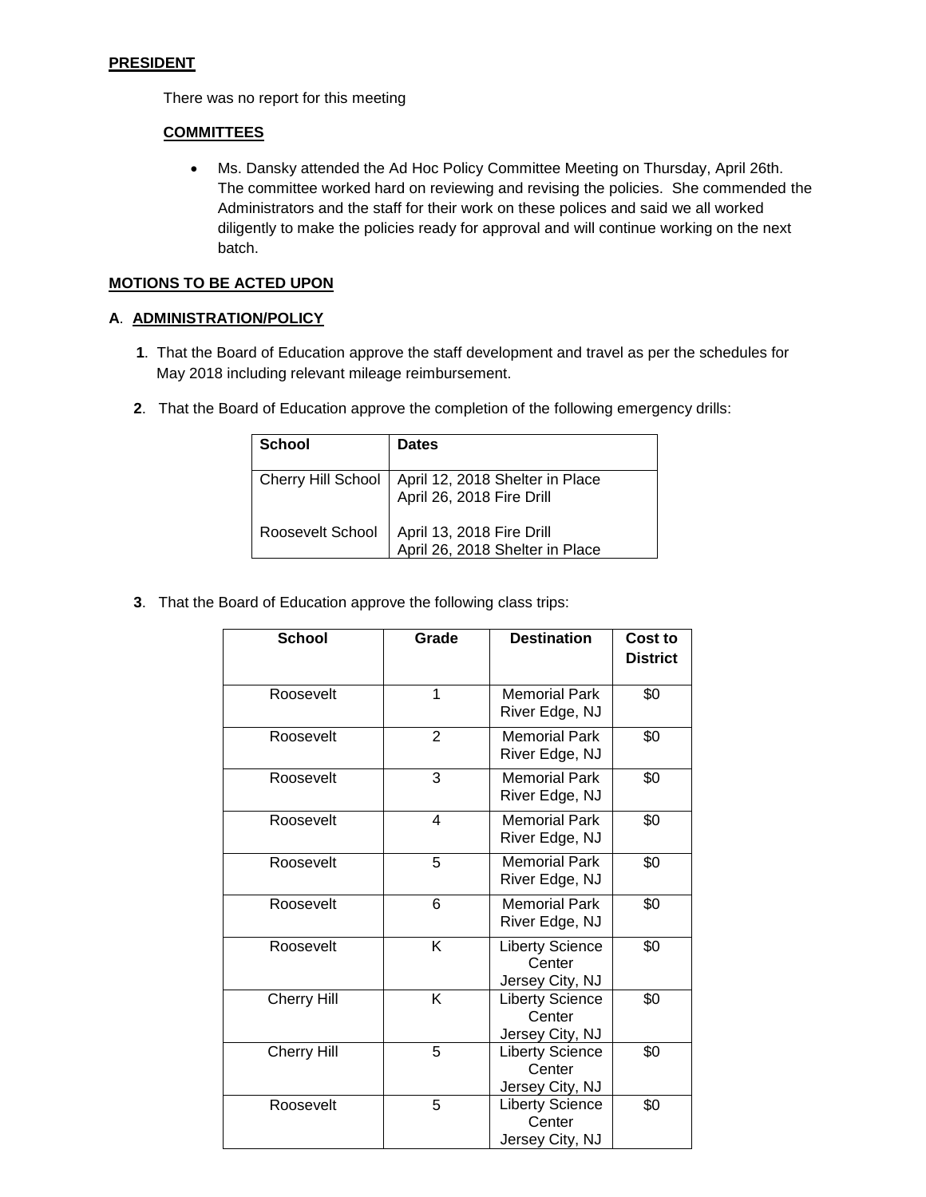**PRESIDENT**

There was no report for this meeting

**COMMITTEES**

- Ms. Dansky attended the Ad Hoc Policy Committee Meeting on Thursday, April 26th. The committee worked hard on reviewing and revising the policies. She commended the Administrators and the staff for their work on these polices and said we all worked diligently to make the policies ready for approval and will continue working on the next batch.

**MOTIONS TO BE ACTED UPON**

**A**. **ADMINISTRATION/POLICY**

**1**. That the Board of Education approve the staff development and travel as per the schedules for May 2018 including relevant mileage reimbursement.

**2**. That the Board of Education approve the completion of the following emergency drills:

| School | Dates |
|---|---|
| Cherry Hill School | April 12, 2018 Shelter in Place<br>April 26, 2018 Fire Drill |
| Roosevelt School | April 13, 2018 Fire Drill<br>April 26, 2018 Shelter in Place |

**3**. That the Board of Education approve the following class trips:

| School | Grade | Destination | Cost to District |
|---|---|---|---|
| Roosevelt | 1 | Memorial Park River Edge, NJ | $0 |
| Roosevelt | 2 | Memorial Park River Edge, NJ | $0 |
| Roosevelt | 3 | Memorial Park River Edge, NJ | $0 |
| Roosevelt | 4 | Memorial Park River Edge, NJ | $0 |
| Roosevelt | 5 | Memorial Park River Edge, NJ | $0 |
| Roosevelt | 6 | Memorial Park River Edge, NJ | $0 |
| Roosevelt | K | Liberty Science Center Jersey City, NJ | $0 |
| Cherry Hill | K | Liberty Science Center Jersey City, NJ | $0 |
| Cherry Hill | 5 | Liberty Science Center Jersey City, NJ | $0 |
| Roosevelt | 5 | Liberty Science Center Jersey City, NJ | $0 |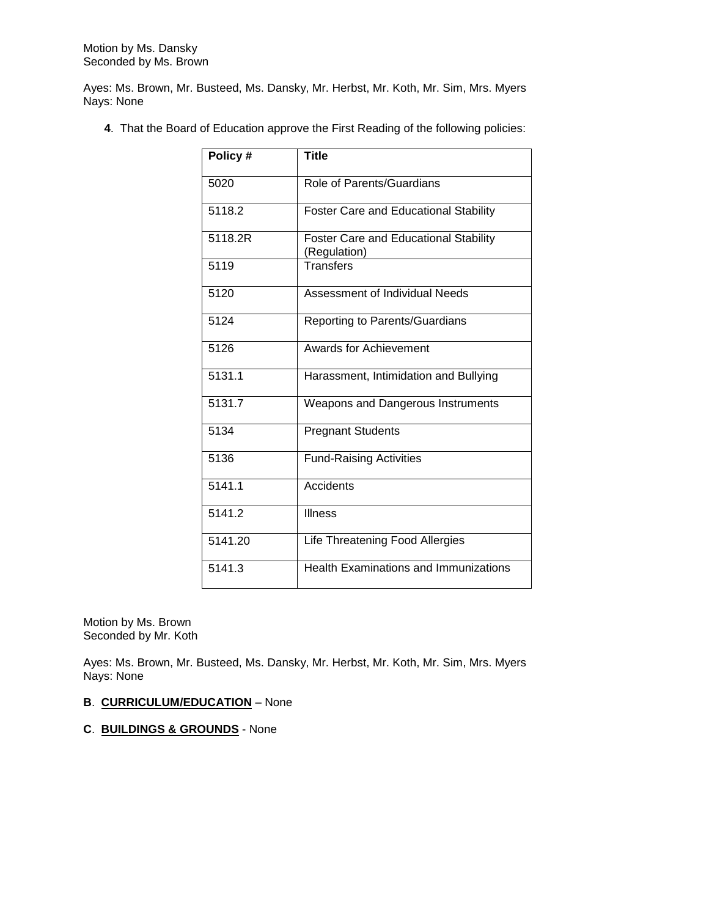Motion by Ms. Dansky
Seconded by Ms. Brown

Ayes: Ms. Brown, Mr. Busteed, Ms. Dansky, Mr. Herbst, Mr. Koth, Mr. Sim, Mrs. Myers
Nays: None

**4**. That the Board of Education approve the First Reading of the following policies:

| Policy # | Title |
|---|---|
| 5020 | Role of Parents/Guardians |
| 5118.2 | Foster Care and Educational Stability |
| 5118.2R | Foster Care and Educational Stability (Regulation) |
| 5119 | Transfers |
| 5120 | Assessment of Individual Needs |
| 5124 | Reporting to Parents/Guardians |
| 5126 | Awards for Achievement |
| 5131.1 | Harassment, Intimidation and Bullying |
| 5131.7 | Weapons and Dangerous Instruments |
| 5134 | Pregnant Students |
| 5136 | Fund-Raising Activities |
| 5141.1 | Accidents |
| 5141.2 | Illness |
| 5141.20 | Life Threatening Food Allergies |
| 5141.3 | Health Examinations and Immunizations |

Motion by Ms. Brown
Seconded by Mr. Koth

Ayes: Ms. Brown, Mr. Busteed, Ms. Dansky, Mr. Herbst, Mr. Koth, Mr. Sim, Mrs. Myers
Nays: None

**B**. **CURRICULUM/EDUCATION** – None

**C**. **BUILDINGS & GROUNDS** - None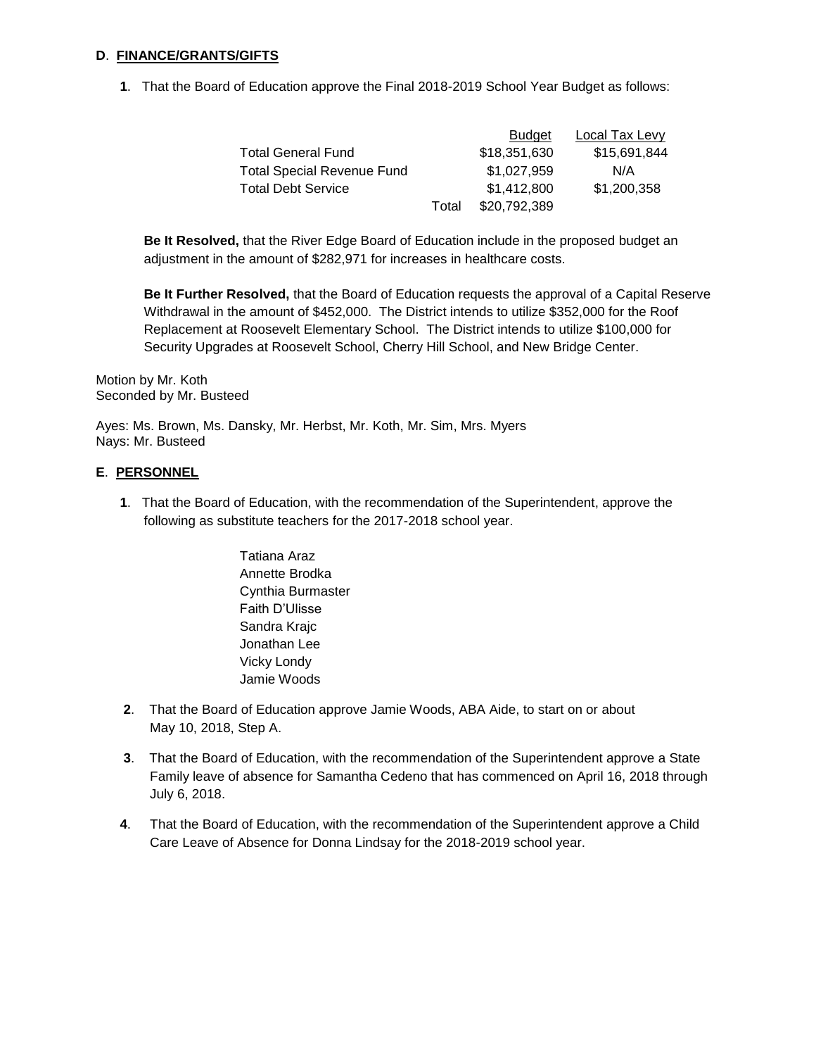**D**. **FINANCE/GRANTS/GIFTS**

**1**. That the Board of Education approve the Final 2018-2019 School Year Budget as follows:

| | | Budget | Local Tax Levy |
|---|---|---|---|
| Total General Fund | | $18,351,630 | $15,691,844 |
| Total Special Revenue Fund | | $1,027,959 | N/A |
| Total Debt Service | | $1,412,800 | $1,200,358 |
| | Total | $20,792,389 | |

**Be It Resolved,** that the River Edge Board of Education include in the proposed budget an adjustment in the amount of $282,971 for increases in healthcare costs.

**Be It Further Resolved,** that the Board of Education requests the approval of a Capital Reserve Withdrawal in the amount of $452,000. The District intends to utilize $352,000 for the Roof Replacement at Roosevelt Elementary School. The District intends to utilize $100,000 for Security Upgrades at Roosevelt School, Cherry Hill School, and New Bridge Center.

Motion by Mr. Koth
Seconded by Mr. Busteed

Ayes: Ms. Brown, Ms. Dansky, Mr. Herbst, Mr. Koth, Mr. Sim, Mrs. Myers
Nays: Mr. Busteed

**E**. **PERSONNEL**

**1**. That the Board of Education, with the recommendation of the Superintendent, approve the following as substitute teachers for the 2017-2018 school year.

Tatiana Araz
Annette Brodka
Cynthia Burmaster
Faith D'Ulisse
Sandra Krajc
Jonathan Lee
Vicky Londy
Jamie Woods

**2**. That the Board of Education approve Jamie Woods, ABA Aide, to start on or about May 10, 2018, Step A.

**3**. That the Board of Education, with the recommendation of the Superintendent approve a State Family leave of absence for Samantha Cedeno that has commenced on April 16, 2018 through July 6, 2018.

**4**. That the Board of Education, with the recommendation of the Superintendent approve a Child Care Leave of Absence for Donna Lindsay for the 2018-2019 school year.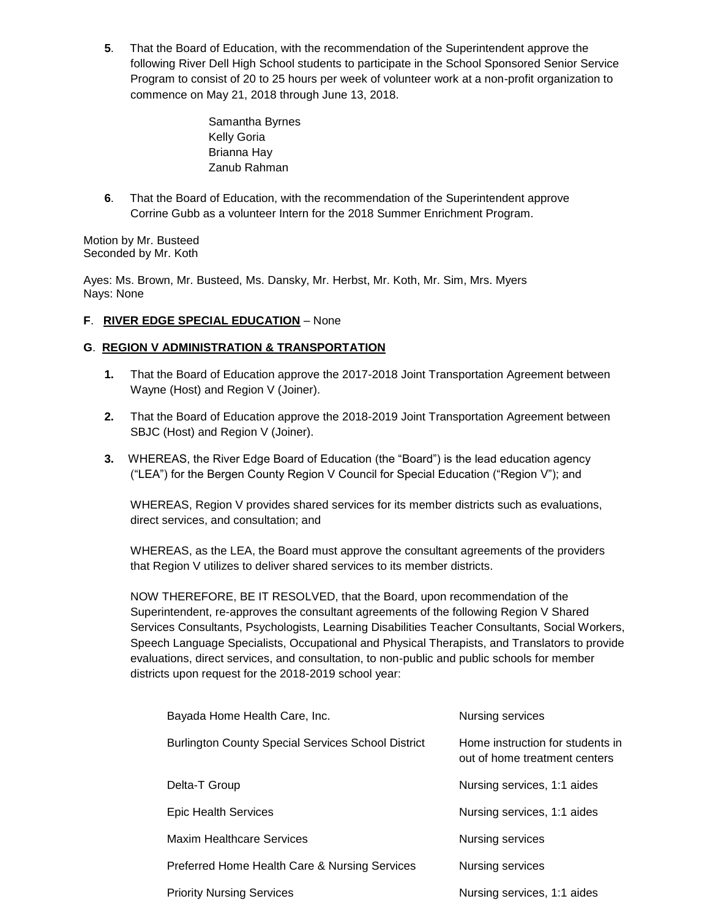**5**. That the Board of Education, with the recommendation of the Superintendent approve the following River Dell High School students to participate in the School Sponsored Senior Service Program to consist of 20 to 25 hours per week of volunteer work at a non-profit organization to commence on May 21, 2018 through June 13, 2018.

Samantha Byrnes
Kelly Goria
Brianna Hay
Zanub Rahman

**6**. That the Board of Education, with the recommendation of the Superintendent approve Corrine Gubb as a volunteer Intern for the 2018 Summer Enrichment Program.

Motion by Mr. Busteed
Seconded by Mr. Koth

Ayes: Ms. Brown, Mr. Busteed, Ms. Dansky, Mr. Herbst, Mr. Koth, Mr. Sim, Mrs. Myers
Nays: None

**F**. **RIVER EDGE SPECIAL EDUCATION** – None

**G**. **REGION V ADMINISTRATION & TRANSPORTATION**

**1.** That the Board of Education approve the 2017-2018 Joint Transportation Agreement between Wayne (Host) and Region V (Joiner).

**2.** That the Board of Education approve the 2018-2019 Joint Transportation Agreement between SBJC (Host) and Region V (Joiner).

**3.** WHEREAS, the River Edge Board of Education (the "Board") is the lead education agency ("LEA") for the Bergen County Region V Council for Special Education ("Region V"); and

WHEREAS, Region V provides shared services for its member districts such as evaluations, direct services, and consultation; and

WHEREAS, as the LEA, the Board must approve the consultant agreements of the providers that Region V utilizes to deliver shared services to its member districts.

NOW THEREFORE, BE IT RESOLVED, that the Board, upon recommendation of the Superintendent, re-approves the consultant agreements of the following Region V Shared Services Consultants, Psychologists, Learning Disabilities Teacher Consultants, Social Workers, Speech Language Specialists, Occupational and Physical Therapists, and Translators to provide evaluations, direct services, and consultation, to non-public and public schools for member districts upon request for the 2018-2019 school year:

| | |
|---|---|
| Bayada Home Health Care, Inc. | Nursing services |
| Burlington County Special Services School District | Home instruction for students in out of home treatment centers |
| Delta-T Group | Nursing services, 1:1 aides |
| Epic Health Services | Nursing services, 1:1 aides |
| Maxim Healthcare Services | Nursing services |
| Preferred Home Health Care & Nursing Services | Nursing services |
| Priority Nursing Services | Nursing services, 1:1 aides |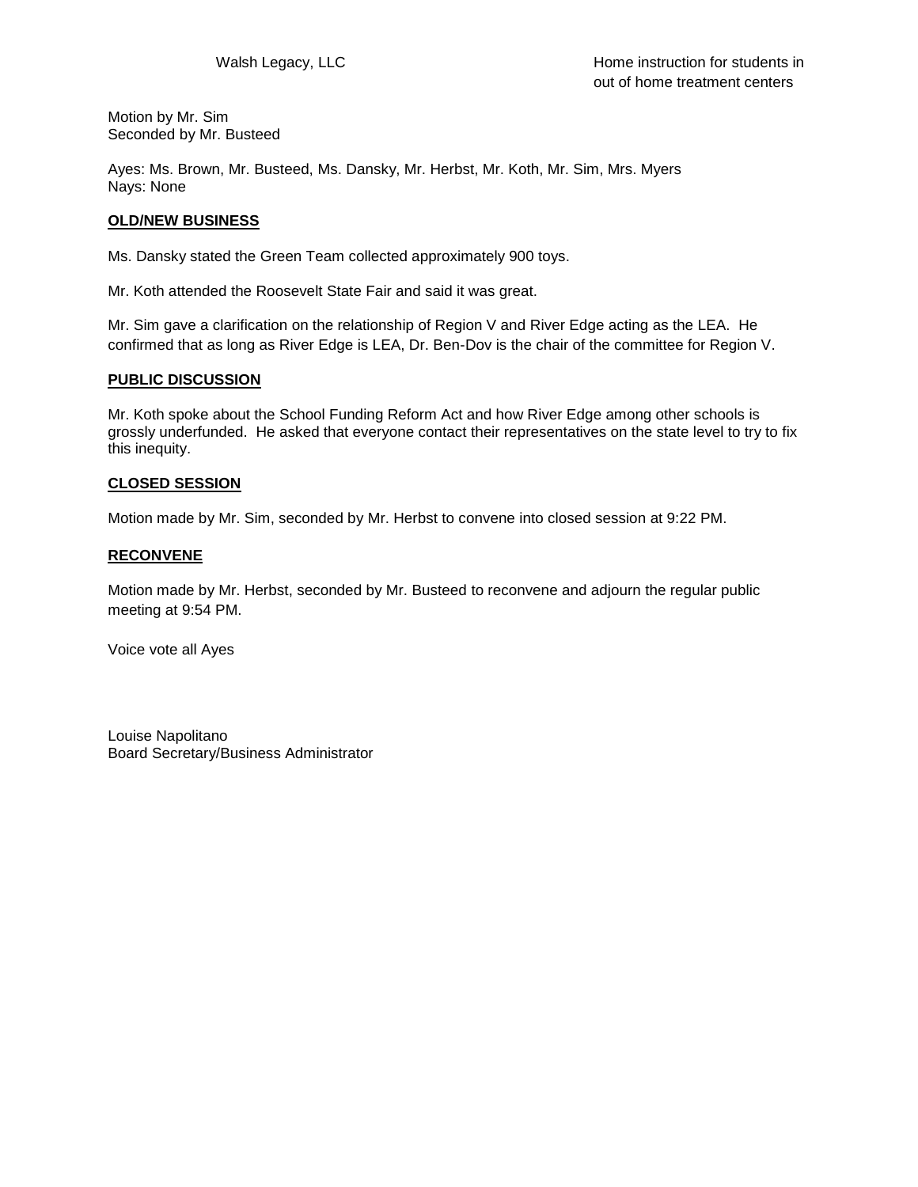| | |
|---|---|
| Walsh Legacy, LLC | Home instruction for students in out of home treatment centers |

Motion by Mr. Sim
Seconded by Mr. Busteed

Ayes: Ms. Brown, Mr. Busteed, Ms. Dansky, Mr. Herbst, Mr. Koth, Mr. Sim, Mrs. Myers
Nays: None

**OLD/NEW BUSINESS**

Ms. Dansky stated the Green Team collected approximately 900 toys.

Mr. Koth attended the Roosevelt State Fair and said it was great.

Mr. Sim gave a clarification on the relationship of Region V and River Edge acting as the LEA. He confirmed that as long as River Edge is LEA, Dr. Ben-Dov is the chair of the committee for Region V.

**PUBLIC DISCUSSION**

Mr. Koth spoke about the School Funding Reform Act and how River Edge among other schools is grossly underfunded. He asked that everyone contact their representatives on the state level to try to fix this inequity.

**CLOSED SESSION**

Motion made by Mr. Sim, seconded by Mr. Herbst to convene into closed session at 9:22 PM.

**RECONVENE**

Motion made by Mr. Herbst, seconded by Mr. Busteed to reconvene and adjourn the regular public meeting at 9:54 PM.

Voice vote all Ayes

Louise Napolitano
Board Secretary/Business Administrator